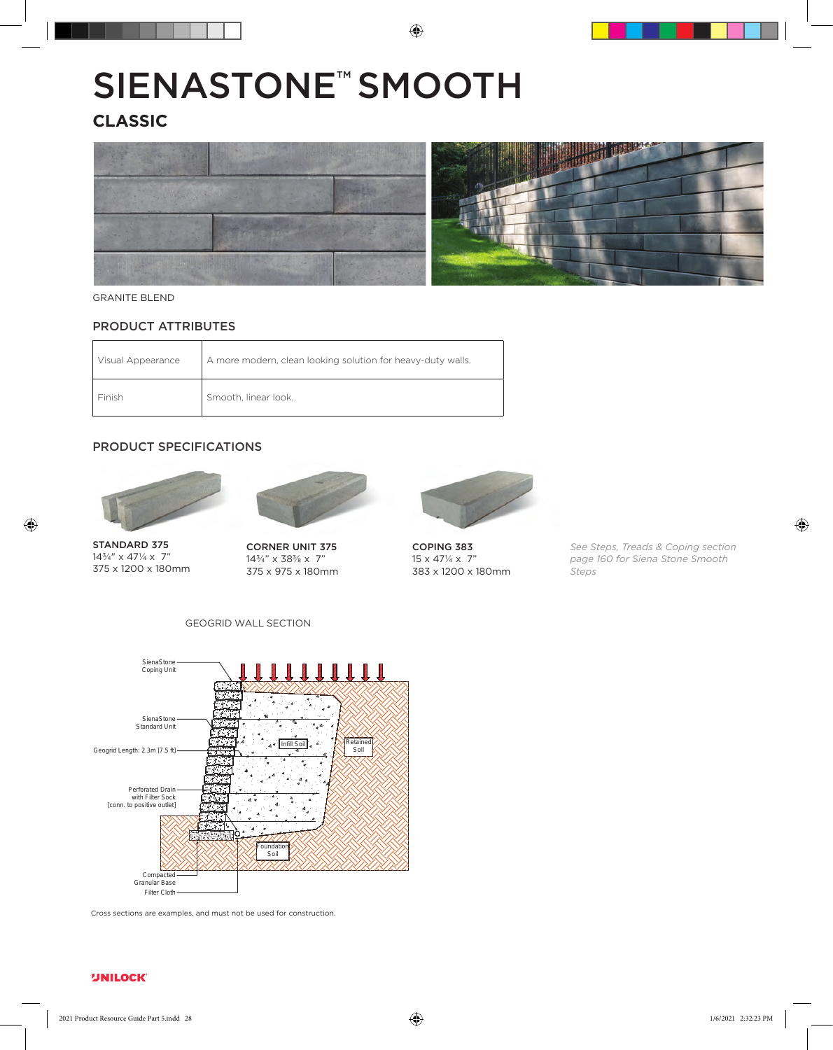# SIENASTONE™ SMOOTH

## CLASSIC

GRANITE BLEND

### PRODUCT ATTRIBUTES

| Visual Appearance | A more modern, clean looking solution for heavy-duty walls. |
|---|---|
| Finish | Smooth, linear look. |

### PRODUCT SPECIFICATIONS

**STANDARD 375**
14¾" x 47¼ x 7"
375 x 1200 x 180mm

**CORNER UNIT 375**
14¾" x 38⅜ x 7"
375 x 975 x 180mm

**COPING 383**
15 x 47¼ x 7"
383 x 1200 x 180mm

*See Steps, Treads & Coping section page 160 for Siena Stone Smooth Steps*

GEOGRID WALL SECTION

SienaStone Coping Unit

SienaStone Standard Unit

Geogrid Length: 2.3m [7.5 ft]

Infill Soil

Retained Soil

Perforated Drain with Filter Sock [conn. to positive outlet]

Foundation Soil

Compacted Granular Base

Filter Cloth

Cross sections are examples, and must not be used for construction.

UNILOCK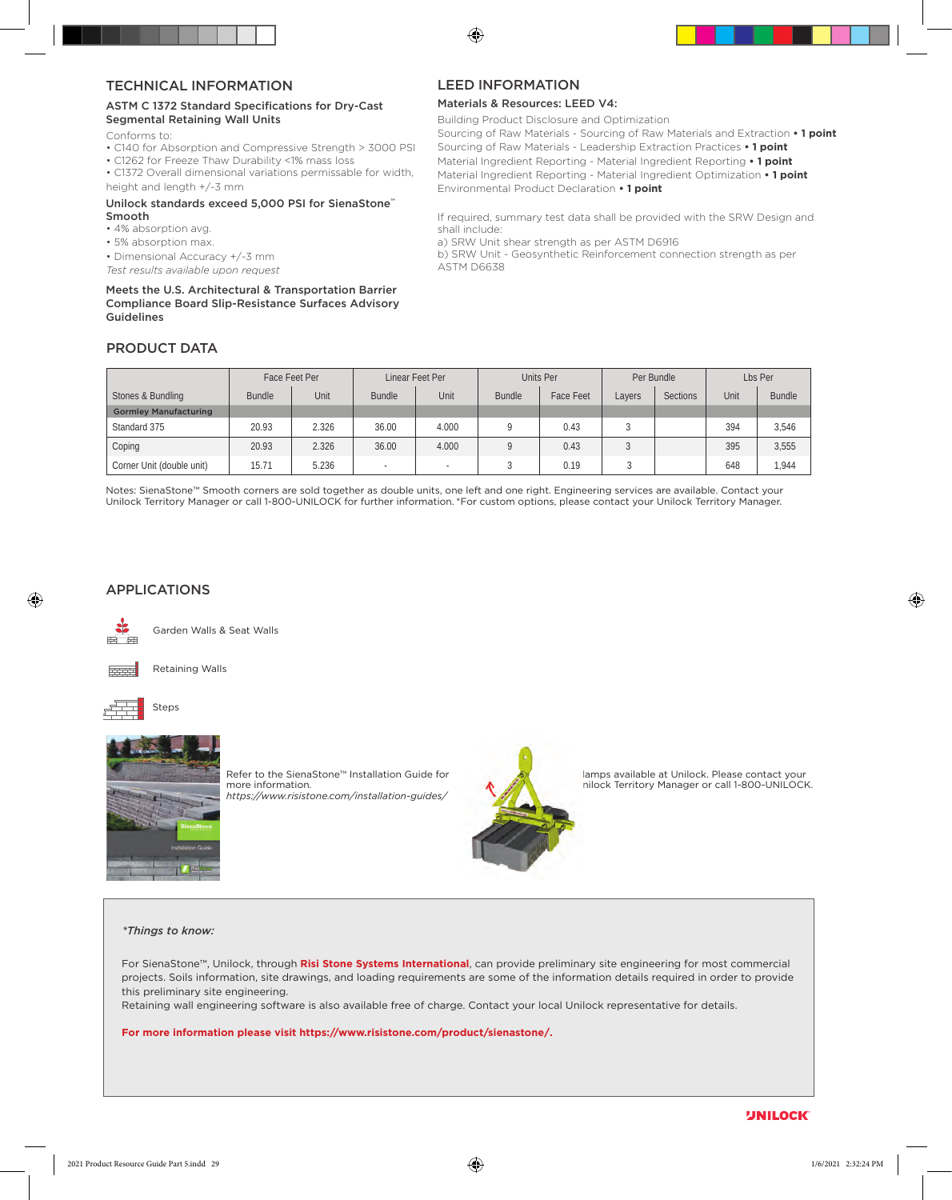## TECHNICAL INFORMATION

### ASTM C 1372 Standard Specifications for Dry-Cast Segmental Retaining Wall Units

Conforms to:

- C140 for Absorption and Compressive Strength > 3000 PSI
- C1262 for Freeze Thaw Durability <1% mass loss
- C1372 Overall dimensional variations permissable for width, height and length +/-3 mm

### Unilock standards exceed 5,000 PSI for SienaStone™ Smooth

- 4% absorption avg.
- 5% absorption max.
- Dimensional Accuracy +/-3 mm

*Test results available upon request*

**Meets the U.S. Architectural & Transportation Barrier Compliance Board Slip-Resistance Surfaces Advisory Guidelines**

## LEED INFORMATION

### Materials & Resources: LEED V4:

Building Product Disclosure and Optimization
Sourcing of Raw Materials - Sourcing of Raw Materials and Extraction • **1 point**
Sourcing of Raw Materials - Leadership Extraction Practices • **1 point**
Material Ingredient Reporting - Material Ingredient Reporting • **1 point**
Material Ingredient Reporting - Material Ingredient Optimization • **1 point**
Environmental Product Declaration • **1 point**

If required, summary test data shall be provided with the SRW Design and shall include:
a) SRW Unit shear strength as per ASTM D6916
b) SRW Unit - Geosynthetic Reinforcement connection strength as per ASTM D6638

## PRODUCT DATA

| | Face Feet Per | | Linear Feet Per | | Units Per | | Per Bundle | | Lbs Per | |
|---|---|---|---|---|---|---|---|---|---|---|
| Stones & Bundling | Bundle | Unit | Bundle | Unit | Bundle | Face Feet | Layers | Sections | Unit | Bundle |
| **Gormley Manufacturing** | | | | | | | | | | |
| Standard 375 | 20.93 | 2.326 | 36.00 | 4.000 | 9 | 0.43 | 3 | | 394 | 3,546 |
| Coping | 20.93 | 2.326 | 36.00 | 4.000 | 9 | 0.43 | 3 | | 395 | 3,555 |
| Corner Unit (double unit) | 15.71 | 5.236 | - | - | 3 | 0.19 | 3 | | 648 | 1,944 |

Notes: SienaStone™ Smooth corners are sold together as double units, one left and one right. Engineering services are available. Contact your Unilock Territory Manager or call 1-800-UNILOCK for further information. *For custom options, please contact your Unilock Territory Manager.

## APPLICATIONS

Garden Walls & Seat Walls

Retaining Walls

Steps

Refer to the SienaStone™ Installation Guide for more information.
*https://www.risistone.com/installation-guides/*

lamps available at Unilock. Please contact your nilock Territory Manager or call 1-800-UNILOCK.

*\*Things to know:*

For SienaStone™, Unilock, through **Risi Stone Systems International**, can provide preliminary site engineering for most commercial projects. Soils information, site drawings, and loading requirements are some of the information details required in order to provide this preliminary site engineering.
Retaining wall engineering software is also available free of charge. Contact your local Unilock representative for details.

**For more information please visit https://www.risistone.com/product/sienastone/.**

UNILOCK